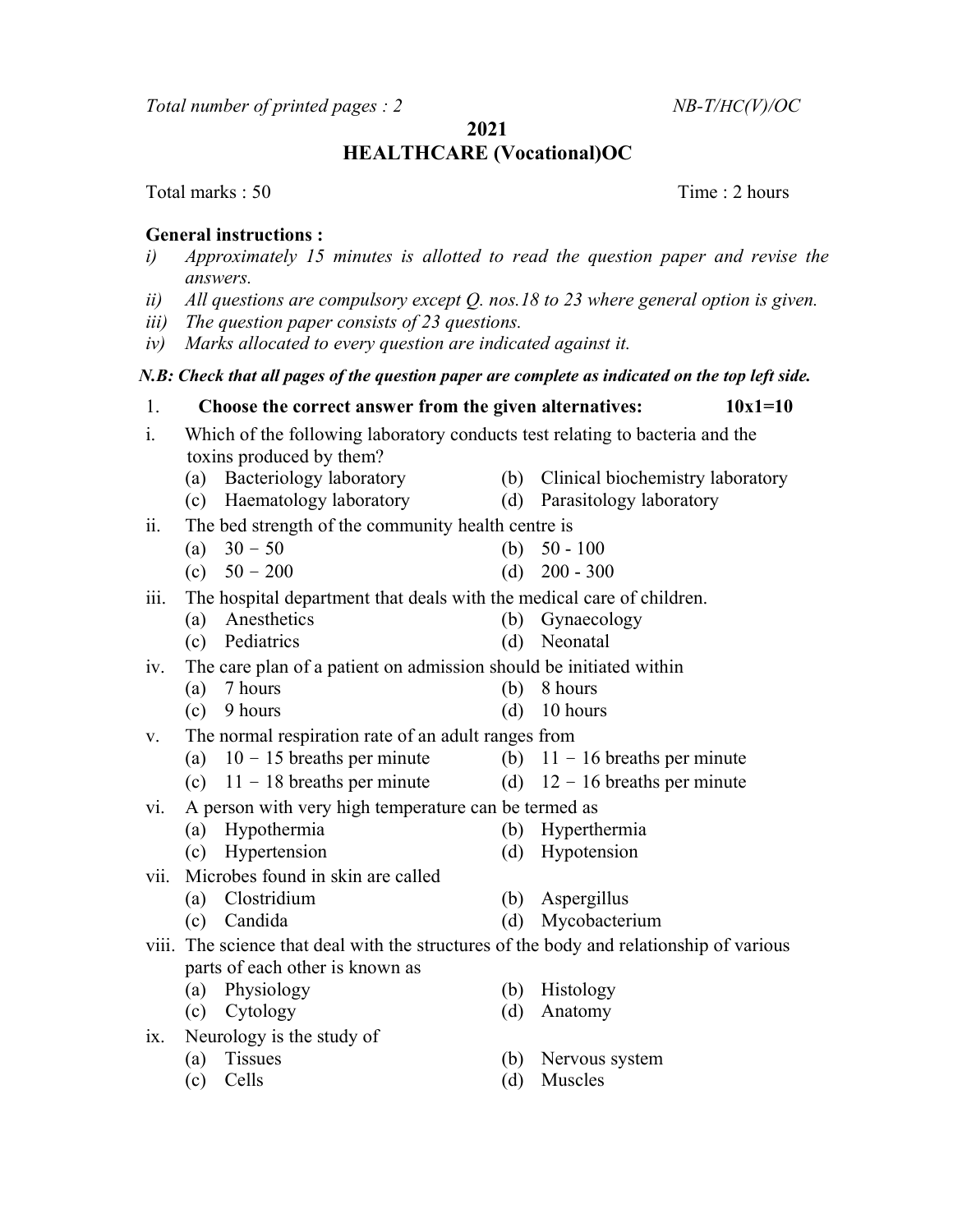*Total number of printed pages : 2* *NB-T/HC(V)/OC*

# 2021

# HEALTHCARE (Vocational)OC

Total marks : 50 Time : 2 hours

**General instructions :**

i) *Approximately 15 minutes is allotted to read the question paper and revise the answers.*

ii) *All questions are compulsory except Q. nos.18 to 23 where general option is given.*

iii) *The question paper consists of 23 questions.*

iv) *Marks allocated to every question are indicated against it.*

***N.B: Check that all pages of the question paper are complete as indicated on the top left side.***

1. **Choose the correct answer from the given alternatives:** **10x1=10**

i. Which of the following laboratory conducts test relating to bacteria and the toxins produced by them?
   - (a) Bacteriology laboratory
   - (b) Clinical biochemistry laboratory
   - (c) Haematology laboratory
   - (d) Parasitology laboratory

ii. The bed strength of the community health centre is
   - (a) 30 − 50
   - (b) 50 - 100
   - (c) 50 − 200
   - (d) 200 - 300

iii. The hospital department that deals with the medical care of children.
   - (a) Anesthetics
   - (b) Gynaecology
   - (c) Pediatrics
   - (d) Neonatal

iv. The care plan of a patient on admission should be initiated within
   - (a) 7 hours
   - (b) 8 hours
   - (c) 9 hours
   - (d) 10 hours

v. The normal respiration rate of an adult ranges from
   - (a) 10 − 15 breaths per minute
   - (b) 11 − 16 breaths per minute
   - (c) 11 − 18 breaths per minute
   - (d) 12 − 16 breaths per minute

vi. A person with very high temperature can be termed as
   - (a) Hypothermia
   - (b) Hyperthermia
   - (c) Hypertension
   - (d) Hypotension

vii. Microbes found in skin are called
   - (a) Clostridium
   - (b) Aspergillus
   - (c) Candida
   - (d) Mycobacterium

viii. The science that deal with the structures of the body and relationship of various parts of each other is known as
   - (a) Physiology
   - (b) Histology
   - (c) Cytology
   - (d) Anatomy

ix. Neurology is the study of
   - (a) Tissues
   - (b) Nervous system
   - (c) Cells
   - (d) Muscles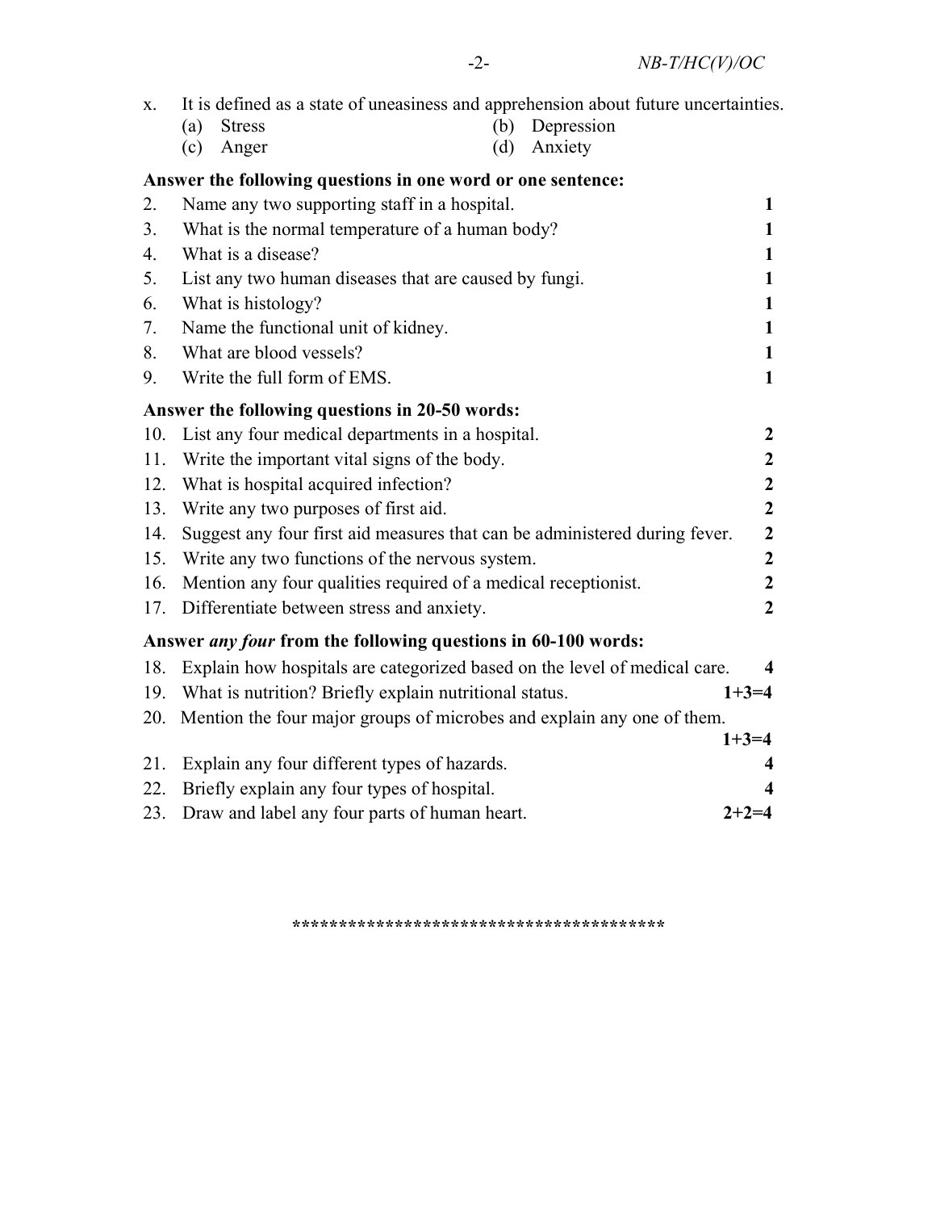x. It is defined as a state of uneasiness and apprehension about future uncertainties.

(a) Stress
(b) Depression
(c) Anger
(d) Anxiety

**Answer the following questions in one word or one sentence:**

2. Name any two supporting staff in a hospital. **1**
3. What is the normal temperature of a human body? **1**
4. What is a disease? **1**
5. List any two human diseases that are caused by fungi. **1**
6. What is histology? **1**
7. Name the functional unit of kidney. **1**
8. What are blood vessels? **1**
9. Write the full form of EMS. **1**

**Answer the following questions in 20-50 words:**

10. List any four medical departments in a hospital. **2**
11. Write the important vital signs of the body. **2**
12. What is hospital acquired infection? **2**
13. Write any two purposes of first aid. **2**
14. Suggest any four first aid measures that can be administered during fever. **2**
15. Write any two functions of the nervous system. **2**
16. Mention any four qualities required of a medical receptionist. **2**
17. Differentiate between stress and anxiety. **2**

**Answer *any four* from the following questions in 60-100 words:**

18. Explain how hospitals are categorized based on the level of medical care. **4**
19. What is nutrition? Briefly explain nutritional status. **1+3=4**
20. Mention the four major groups of microbes and explain any one of them. **1+3=4**
21. Explain any four different types of hazards. **4**
22. Briefly explain any four types of hospital. **4**
23. Draw and label any four parts of human heart. **2+2=4**

****************************************